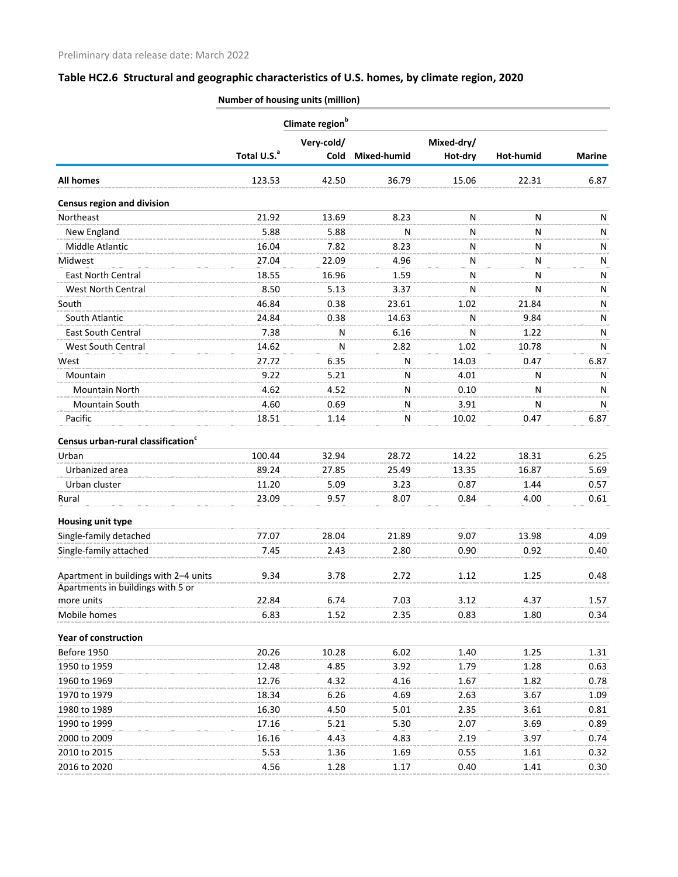Preliminary data release date: March 2022

## Table HC2.6 Structural and geographic characteristics of U.S. homes, by climate region, 2020

| | Number of housing units (million) | | | | | |
|---|---|---|---|---|---|---|
| | | Climate region[b] | | | | |
| | Total U.S.[a] | Very-cold/ Cold | Mixed-humid | Mixed-dry/ Hot-dry | Hot-humid | Marine |
| **All homes** | 123.53 | 42.50 | 36.79 | 15.06 | 22.31 | 6.87 |
| **Census region and division** | | | | | | |
| Northeast | 21.92 | 13.69 | 8.23 | N | N | N |
| New England | 5.88 | 5.88 | N | N | N | N |
| Middle Atlantic | 16.04 | 7.82 | 8.23 | N | N | N |
| Midwest | 27.04 | 22.09 | 4.96 | N | N | N |
| East North Central | 18.55 | 16.96 | 1.59 | N | N | N |
| West North Central | 8.50 | 5.13 | 3.37 | N | N | N |
| South | 46.84 | 0.38 | 23.61 | 1.02 | 21.84 | N |
| South Atlantic | 24.84 | 0.38 | 14.63 | N | 9.84 | N |
| East South Central | 7.38 | N | 6.16 | N | 1.22 | N |
| West South Central | 14.62 | N | 2.82 | 1.02 | 10.78 | N |
| West | 27.72 | 6.35 | N | 14.03 | 0.47 | 6.87 |
| Mountain | 9.22 | 5.21 | N | 4.01 | N | N |
| Mountain North | 4.62 | 4.52 | N | 0.10 | N | N |
| Mountain South | 4.60 | 0.69 | N | 3.91 | N | N |
| Pacific | 18.51 | 1.14 | N | 10.02 | 0.47 | 6.87 |
| **Census urban-rural classification[c]** | | | | | | |
| Urban | 100.44 | 32.94 | 28.72 | 14.22 | 18.31 | 6.25 |
| Urbanized area | 89.24 | 27.85 | 25.49 | 13.35 | 16.87 | 5.69 |
| Urban cluster | 11.20 | 5.09 | 3.23 | 0.87 | 1.44 | 0.57 |
| Rural | 23.09 | 9.57 | 8.07 | 0.84 | 4.00 | 0.61 |
| **Housing unit type** | | | | | | |
| Single-family detached | 77.07 | 28.04 | 21.89 | 9.07 | 13.98 | 4.09 |
| Single-family attached | 7.45 | 2.43 | 2.80 | 0.90 | 0.92 | 0.40 |
| Apartment in buildings with 2–4 units | 9.34 | 3.78 | 2.72 | 1.12 | 1.25 | 0.48 |
| Apartments in buildings with 5 or more units | 22.84 | 6.74 | 7.03 | 3.12 | 4.37 | 1.57 |
| Mobile homes | 6.83 | 1.52 | 2.35 | 0.83 | 1.80 | 0.34 |
| **Year of construction** | | | | | | |
| Before 1950 | 20.26 | 10.28 | 6.02 | 1.40 | 1.25 | 1.31 |
| 1950 to 1959 | 12.48 | 4.85 | 3.92 | 1.79 | 1.28 | 0.63 |
| 1960 to 1969 | 12.76 | 4.32 | 4.16 | 1.67 | 1.82 | 0.78 |
| 1970 to 1979 | 18.34 | 6.26 | 4.69 | 2.63 | 3.67 | 1.09 |
| 1980 to 1989 | 16.30 | 4.50 | 5.01 | 2.35 | 3.61 | 0.81 |
| 1990 to 1999 | 17.16 | 5.21 | 5.30 | 2.07 | 3.69 | 0.89 |
| 2000 to 2009 | 16.16 | 4.43 | 4.83 | 2.19 | 3.97 | 0.74 |
| 2010 to 2015 | 5.53 | 1.36 | 1.69 | 0.55 | 1.61 | 0.32 |
| 2016 to 2020 | 4.56 | 1.28 | 1.17 | 0.40 | 1.41 | 0.30 |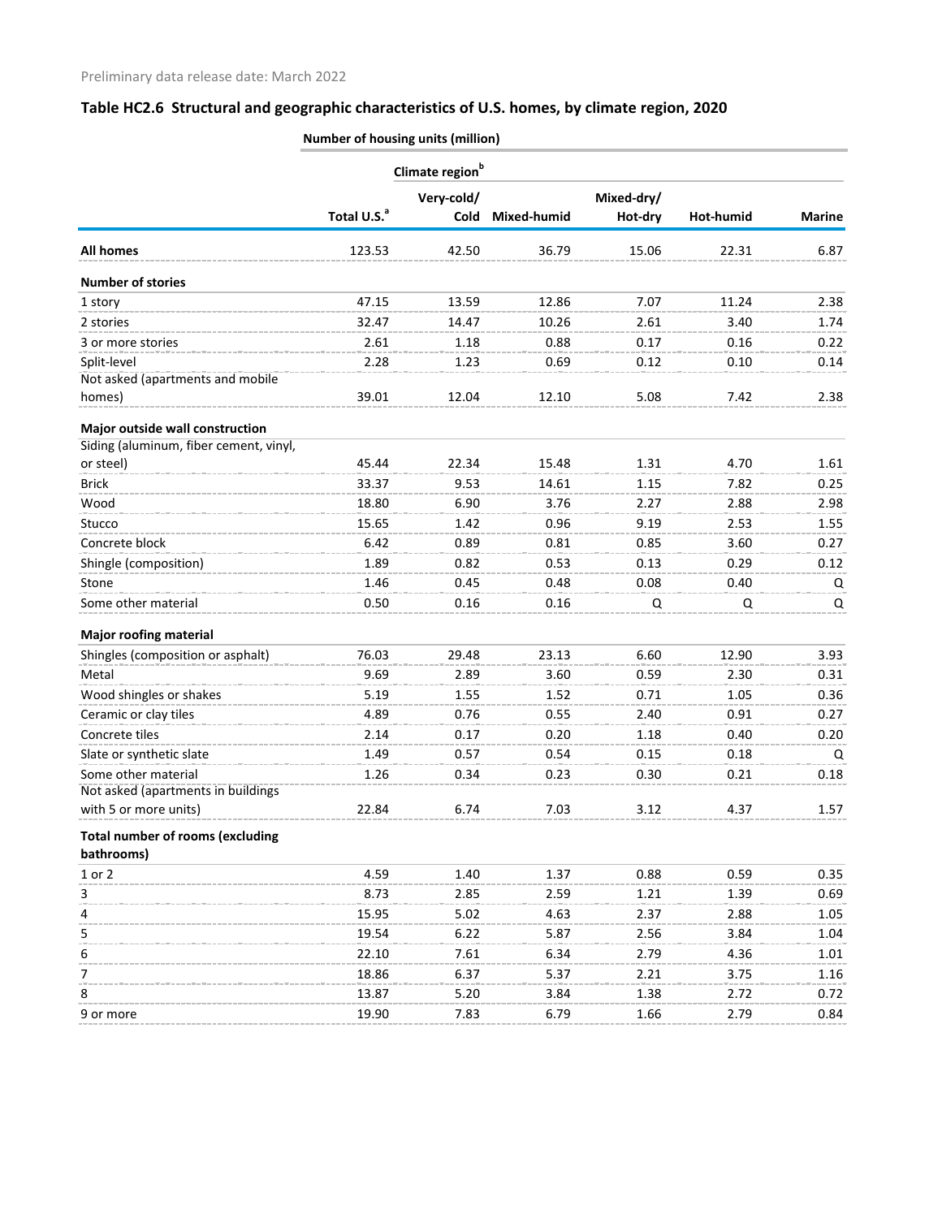Preliminary data release date: March 2022

## Table HC2.6 Structural and geographic characteristics of U.S. homes, by climate region, 2020

| | Number of housing units (million) | | | | | |
|---|---|---|---|---|---|---|
| | | Climate region[b] | | | | |
| | Total U.S.[a] | Very-cold/ Cold | Mixed-humid | Mixed-dry/ Hot-dry | Hot-humid | Marine |
| **All homes** | 123.53 | 42.50 | 36.79 | 15.06 | 22.31 | 6.87 |
| **Number of stories** | | | | | | |
| 1 story | 47.15 | 13.59 | 12.86 | 7.07 | 11.24 | 2.38 |
| 2 stories | 32.47 | 14.47 | 10.26 | 2.61 | 3.40 | 1.74 |
| 3 or more stories | 2.61 | 1.18 | 0.88 | 0.17 | 0.16 | 0.22 |
| Split-level | 2.28 | 1.23 | 0.69 | 0.12 | 0.10 | 0.14 |
| Not asked (apartments and mobile homes) | 39.01 | 12.04 | 12.10 | 5.08 | 7.42 | 2.38 |
| **Major outside wall construction** | | | | | | |
| Siding (aluminum, fiber cement, vinyl, or steel) | 45.44 | 22.34 | 15.48 | 1.31 | 4.70 | 1.61 |
| Brick | 33.37 | 9.53 | 14.61 | 1.15 | 7.82 | 0.25 |
| Wood | 18.80 | 6.90 | 3.76 | 2.27 | 2.88 | 2.98 |
| Stucco | 15.65 | 1.42 | 0.96 | 9.19 | 2.53 | 1.55 |
| Concrete block | 6.42 | 0.89 | 0.81 | 0.85 | 3.60 | 0.27 |
| Shingle (composition) | 1.89 | 0.82 | 0.53 | 0.13 | 0.29 | 0.12 |
| Stone | 1.46 | 0.45 | 0.48 | 0.08 | 0.40 | Q |
| Some other material | 0.50 | 0.16 | 0.16 | Q | Q | Q |
| **Major roofing material** | | | | | | |
| Shingles (composition or asphalt) | 76.03 | 29.48 | 23.13 | 6.60 | 12.90 | 3.93 |
| Metal | 9.69 | 2.89 | 3.60 | 0.59 | 2.30 | 0.31 |
| Wood shingles or shakes | 5.19 | 1.55 | 1.52 | 0.71 | 1.05 | 0.36 |
| Ceramic or clay tiles | 4.89 | 0.76 | 0.55 | 2.40 | 0.91 | 0.27 |
| Concrete tiles | 2.14 | 0.17 | 0.20 | 1.18 | 0.40 | 0.20 |
| Slate or synthetic slate | 1.49 | 0.57 | 0.54 | 0.15 | 0.18 | Q |
| Some other material | 1.26 | 0.34 | 0.23 | 0.30 | 0.21 | 0.18 |
| Not asked (apartments in buildings with 5 or more units) | 22.84 | 6.74 | 7.03 | 3.12 | 4.37 | 1.57 |
| **Total number of rooms (excluding bathrooms)** | | | | | | |
| 1 or 2 | 4.59 | 1.40 | 1.37 | 0.88 | 0.59 | 0.35 |
| 3 | 8.73 | 2.85 | 2.59 | 1.21 | 1.39 | 0.69 |
| 4 | 15.95 | 5.02 | 4.63 | 2.37 | 2.88 | 1.05 |
| 5 | 19.54 | 6.22 | 5.87 | 2.56 | 3.84 | 1.04 |
| 6 | 22.10 | 7.61 | 6.34 | 2.79 | 4.36 | 1.01 |
| 7 | 18.86 | 6.37 | 5.37 | 2.21 | 3.75 | 1.16 |
| 8 | 13.87 | 5.20 | 3.84 | 1.38 | 2.72 | 0.72 |
| 9 or more | 19.90 | 7.83 | 6.79 | 1.66 | 2.79 | 0.84 |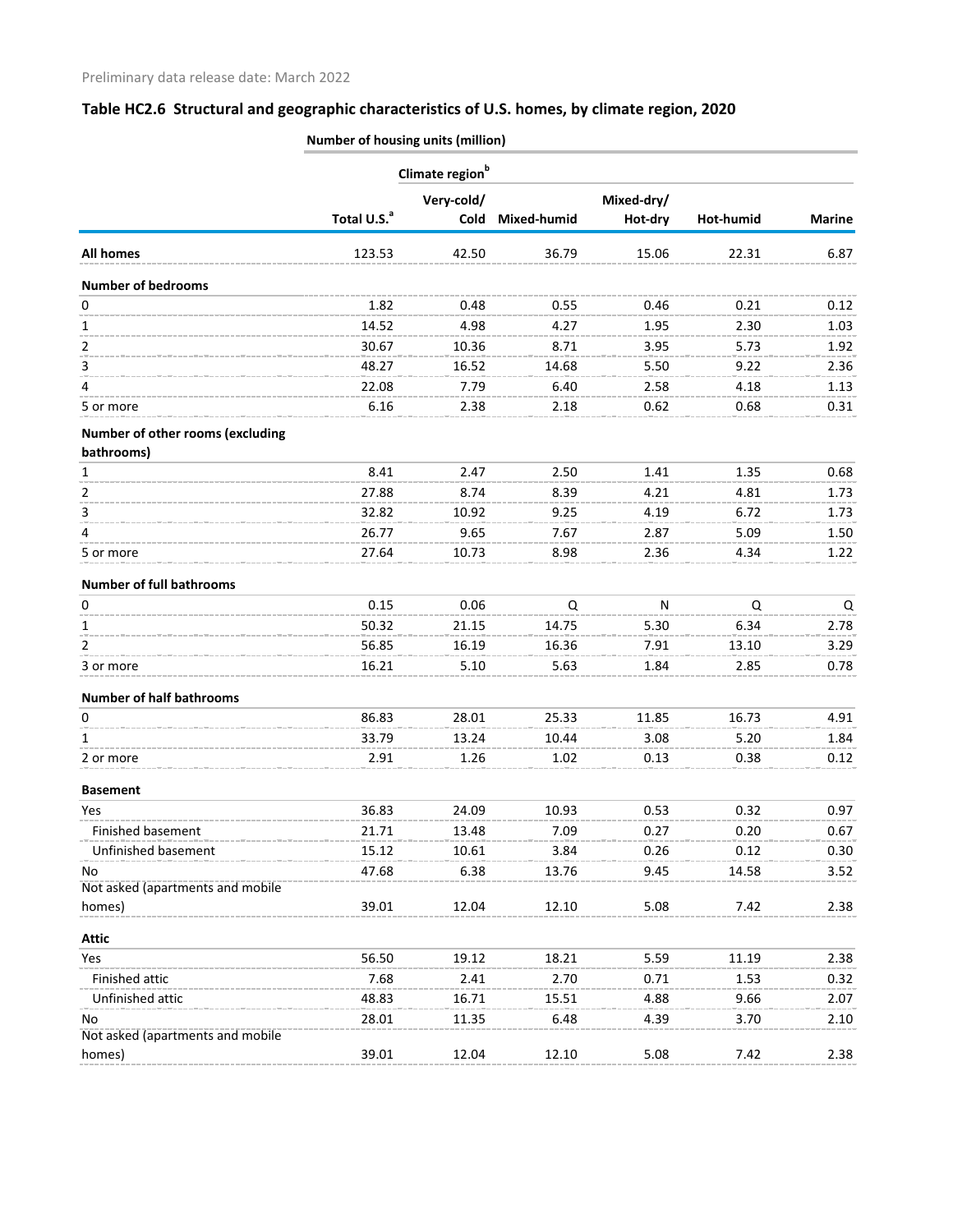Preliminary data release date: March 2022

## Table HC2.6 Structural and geographic characteristics of U.S. homes, by climate region, 2020

| | Number of housing units (million) | | | | | |
|---|---|---|---|---|---|---|
| | | Climate region[b] | | | | |
| | Total U.S.[a] | Very-cold/ Cold | Mixed-humid | Mixed-dry/ Hot-dry | Hot-humid | Marine |
| **All homes** | 123.53 | 42.50 | 36.79 | 15.06 | 22.31 | 6.87 |
| **Number of bedrooms** | | | | | | |
| 0 | 1.82 | 0.48 | 0.55 | 0.46 | 0.21 | 0.12 |
| 1 | 14.52 | 4.98 | 4.27 | 1.95 | 2.30 | 1.03 |
| 2 | 30.67 | 10.36 | 8.71 | 3.95 | 5.73 | 1.92 |
| 3 | 48.27 | 16.52 | 14.68 | 5.50 | 9.22 | 2.36 |
| 4 | 22.08 | 7.79 | 6.40 | 2.58 | 4.18 | 1.13 |
| 5 or more | 6.16 | 2.38 | 2.18 | 0.62 | 0.68 | 0.31 |
| **Number of other rooms (excluding bathrooms)** | | | | | | |
| 1 | 8.41 | 2.47 | 2.50 | 1.41 | 1.35 | 0.68 |
| 2 | 27.88 | 8.74 | 8.39 | 4.21 | 4.81 | 1.73 |
| 3 | 32.82 | 10.92 | 9.25 | 4.19 | 6.72 | 1.73 |
| 4 | 26.77 | 9.65 | 7.67 | 2.87 | 5.09 | 1.50 |
| 5 or more | 27.64 | 10.73 | 8.98 | 2.36 | 4.34 | 1.22 |
| **Number of full bathrooms** | | | | | | |
| 0 | 0.15 | 0.06 | Q | N | Q | Q |
| 1 | 50.32 | 21.15 | 14.75 | 5.30 | 6.34 | 2.78 |
| 2 | 56.85 | 16.19 | 16.36 | 7.91 | 13.10 | 3.29 |
| 3 or more | 16.21 | 5.10 | 5.63 | 1.84 | 2.85 | 0.78 |
| **Number of half bathrooms** | | | | | | |
| 0 | 86.83 | 28.01 | 25.33 | 11.85 | 16.73 | 4.91 |
| 1 | 33.79 | 13.24 | 10.44 | 3.08 | 5.20 | 1.84 |
| 2 or more | 2.91 | 1.26 | 1.02 | 0.13 | 0.38 | 0.12 |
| **Basement** | | | | | | |
| Yes | 36.83 | 24.09 | 10.93 | 0.53 | 0.32 | 0.97 |
| Finished basement | 21.71 | 13.48 | 7.09 | 0.27 | 0.20 | 0.67 |
| Unfinished basement | 15.12 | 10.61 | 3.84 | 0.26 | 0.12 | 0.30 |
| No | 47.68 | 6.38 | 13.76 | 9.45 | 14.58 | 3.52 |
| Not asked (apartments and mobile homes) | 39.01 | 12.04 | 12.10 | 5.08 | 7.42 | 2.38 |
| **Attic** | | | | | | |
| Yes | 56.50 | 19.12 | 18.21 | 5.59 | 11.19 | 2.38 |
| Finished attic | 7.68 | 2.41 | 2.70 | 0.71 | 1.53 | 0.32 |
| Unfinished attic | 48.83 | 16.71 | 15.51 | 4.88 | 9.66 | 2.07 |
| No | 28.01 | 11.35 | 6.48 | 4.39 | 3.70 | 2.10 |
| Not asked (apartments and mobile homes) | 39.01 | 12.04 | 12.10 | 5.08 | 7.42 | 2.38 |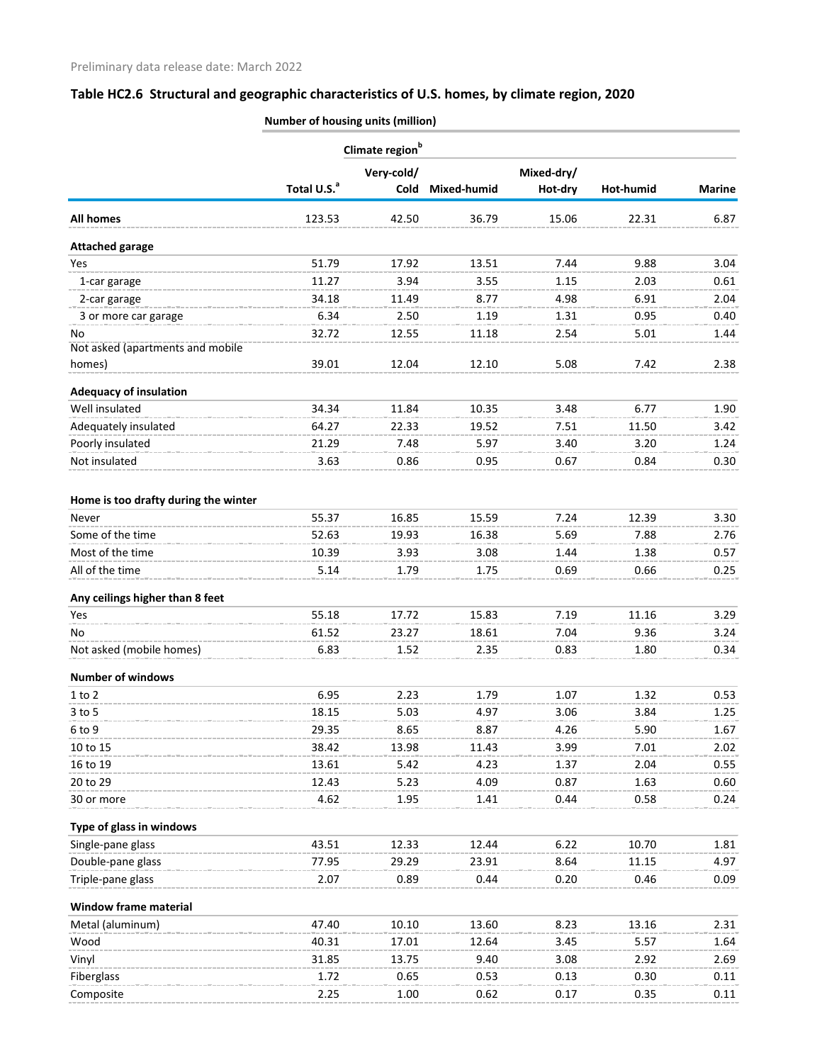Preliminary data release date: March 2022

## Table HC2.6 Structural and geographic characteristics of U.S. homes, by climate region, 2020

| | Number of housing units (million) | | | | | |
|---|---|---|---|---|---|---|
| | | Climate region[b] | | | | |
| | Total U.S.[a] | Very-cold/ Cold | Mixed-humid | Mixed-dry/ Hot-dry | Hot-humid | Marine |
| **All homes** | 123.53 | 42.50 | 36.79 | 15.06 | 22.31 | 6.87 |
| **Attached garage** | | | | | | |
| Yes | 51.79 | 17.92 | 13.51 | 7.44 | 9.88 | 3.04 |
| 1-car garage | 11.27 | 3.94 | 3.55 | 1.15 | 2.03 | 0.61 |
| 2-car garage | 34.18 | 11.49 | 8.77 | 4.98 | 6.91 | 2.04 |
| 3 or more car garage | 6.34 | 2.50 | 1.19 | 1.31 | 0.95 | 0.40 |
| No | 32.72 | 12.55 | 11.18 | 2.54 | 5.01 | 1.44 |
| Not asked (apartments and mobile homes) | 39.01 | 12.04 | 12.10 | 5.08 | 7.42 | 2.38 |
| **Adequacy of insulation** | | | | | | |
| Well insulated | 34.34 | 11.84 | 10.35 | 3.48 | 6.77 | 1.90 |
| Adequately insulated | 64.27 | 22.33 | 19.52 | 7.51 | 11.50 | 3.42 |
| Poorly insulated | 21.29 | 7.48 | 5.97 | 3.40 | 3.20 | 1.24 |
| Not insulated | 3.63 | 0.86 | 0.95 | 0.67 | 0.84 | 0.30 |
| **Home is too drafty during the winter** | | | | | | |
| Never | 55.37 | 16.85 | 15.59 | 7.24 | 12.39 | 3.30 |
| Some of the time | 52.63 | 19.93 | 16.38 | 5.69 | 7.88 | 2.76 |
| Most of the time | 10.39 | 3.93 | 3.08 | 1.44 | 1.38 | 0.57 |
| All of the time | 5.14 | 1.79 | 1.75 | 0.69 | 0.66 | 0.25 |
| **Any ceilings higher than 8 feet** | | | | | | |
| Yes | 55.18 | 17.72 | 15.83 | 7.19 | 11.16 | 3.29 |
| No | 61.52 | 23.27 | 18.61 | 7.04 | 9.36 | 3.24 |
| Not asked (mobile homes) | 6.83 | 1.52 | 2.35 | 0.83 | 1.80 | 0.34 |
| **Number of windows** | | | | | | |
| 1 to 2 | 6.95 | 2.23 | 1.79 | 1.07 | 1.32 | 0.53 |
| 3 to 5 | 18.15 | 5.03 | 4.97 | 3.06 | 3.84 | 1.25 |
| 6 to 9 | 29.35 | 8.65 | 8.87 | 4.26 | 5.90 | 1.67 |
| 10 to 15 | 38.42 | 13.98 | 11.43 | 3.99 | 7.01 | 2.02 |
| 16 to 19 | 13.61 | 5.42 | 4.23 | 1.37 | 2.04 | 0.55 |
| 20 to 29 | 12.43 | 5.23 | 4.09 | 0.87 | 1.63 | 0.60 |
| 30 or more | 4.62 | 1.95 | 1.41 | 0.44 | 0.58 | 0.24 |
| **Type of glass in windows** | | | | | | |
| Single-pane glass | 43.51 | 12.33 | 12.44 | 6.22 | 10.70 | 1.81 |
| Double-pane glass | 77.95 | 29.29 | 23.91 | 8.64 | 11.15 | 4.97 |
| Triple-pane glass | 2.07 | 0.89 | 0.44 | 0.20 | 0.46 | 0.09 |
| **Window frame material** | | | | | | |
| Metal (aluminum) | 47.40 | 10.10 | 13.60 | 8.23 | 13.16 | 2.31 |
| Wood | 40.31 | 17.01 | 12.64 | 3.45 | 5.57 | 1.64 |
| Vinyl | 31.85 | 13.75 | 9.40 | 3.08 | 2.92 | 2.69 |
| Fiberglass | 1.72 | 0.65 | 0.53 | 0.13 | 0.30 | 0.11 |
| Composite | 2.25 | 1.00 | 0.62 | 0.17 | 0.35 | 0.11 |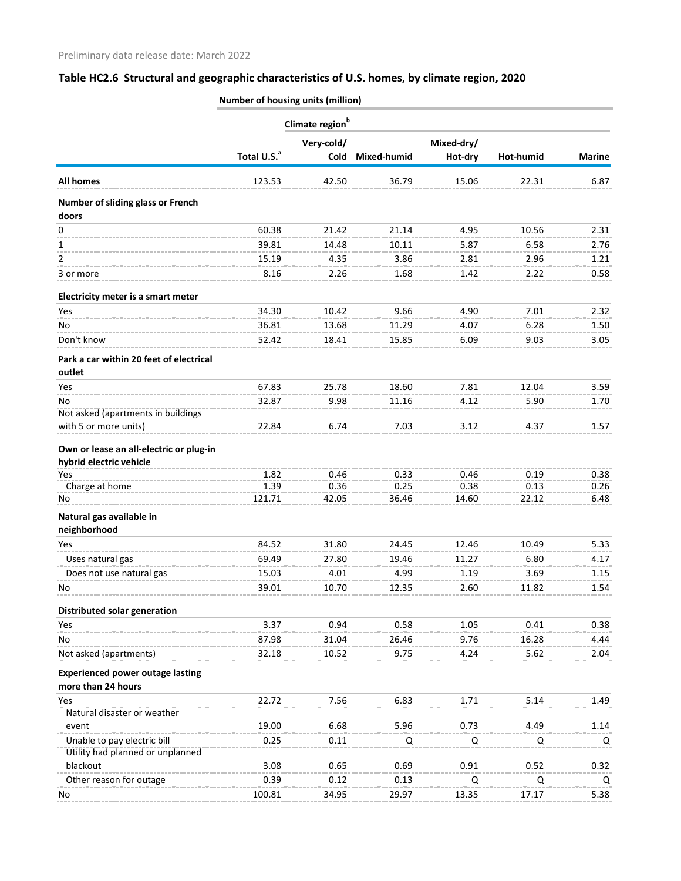Preliminary data release date: March 2022

## Table HC2.6 Structural and geographic characteristics of U.S. homes, by climate region, 2020

| | Number of housing units (million) | | | | | |
|---|---|---|---|---|---|---|
| | | Climate region[b] | | | | |
| | Total U.S.[a] | Very-cold/ Cold | Mixed-humid | Mixed-dry/ Hot-dry | Hot-humid | Marine |
| **All homes** | 123.53 | 42.50 | 36.79 | 15.06 | 22.31 | 6.87 |
| **Number of sliding glass or French doors** | | | | | | |
| 0 | 60.38 | 21.42 | 21.14 | 4.95 | 10.56 | 2.31 |
| 1 | 39.81 | 14.48 | 10.11 | 5.87 | 6.58 | 2.76 |
| 2 | 15.19 | 4.35 | 3.86 | 2.81 | 2.96 | 1.21 |
| 3 or more | 8.16 | 2.26 | 1.68 | 1.42 | 2.22 | 0.58 |
| **Electricity meter is a smart meter** | | | | | | |
| Yes | 34.30 | 10.42 | 9.66 | 4.90 | 7.01 | 2.32 |
| No | 36.81 | 13.68 | 11.29 | 4.07 | 6.28 | 1.50 |
| Don't know | 52.42 | 18.41 | 15.85 | 6.09 | 9.03 | 3.05 |
| **Park a car within 20 feet of electrical outlet** | | | | | | |
| Yes | 67.83 | 25.78 | 18.60 | 7.81 | 12.04 | 3.59 |
| No | 32.87 | 9.98 | 11.16 | 4.12 | 5.90 | 1.70 |
| Not asked (apartments in buildings with 5 or more units) | 22.84 | 6.74 | 7.03 | 3.12 | 4.37 | 1.57 |
| **Own or lease an all-electric or plug-in hybrid electric vehicle** | | | | | | |
| Yes | 1.82 | 0.46 | 0.33 | 0.46 | 0.19 | 0.38 |
| Charge at home | 1.39 | 0.36 | 0.25 | 0.38 | 0.13 | 0.26 |
| No | 121.71 | 42.05 | 36.46 | 14.60 | 22.12 | 6.48 |
| **Natural gas available in neighborhood** | | | | | | |
| Yes | 84.52 | 31.80 | 24.45 | 12.46 | 10.49 | 5.33 |
| Uses natural gas | 69.49 | 27.80 | 19.46 | 11.27 | 6.80 | 4.17 |
| Does not use natural gas | 15.03 | 4.01 | 4.99 | 1.19 | 3.69 | 1.15 |
| No | 39.01 | 10.70 | 12.35 | 2.60 | 11.82 | 1.54 |
| **Distributed solar generation** | | | | | | |
| Yes | 3.37 | 0.94 | 0.58 | 1.05 | 0.41 | 0.38 |
| No | 87.98 | 31.04 | 26.46 | 9.76 | 16.28 | 4.44 |
| Not asked (apartments) | 32.18 | 10.52 | 9.75 | 4.24 | 5.62 | 2.04 |
| **Experienced power outage lasting more than 24 hours** | | | | | | |
| Yes | 22.72 | 7.56 | 6.83 | 1.71 | 5.14 | 1.49 |
| Natural disaster or weather event | 19.00 | 6.68 | 5.96 | 0.73 | 4.49 | 1.14 |
| Unable to pay electric bill | 0.25 | 0.11 | Q | Q | Q | Q |
| Utility had planned or unplanned blackout | 3.08 | 0.65 | 0.69 | 0.91 | 0.52 | 0.32 |
| Other reason for outage | 0.39 | 0.12 | 0.13 | Q | Q | Q |
| No | 100.81 | 34.95 | 29.97 | 13.35 | 17.17 | 5.38 |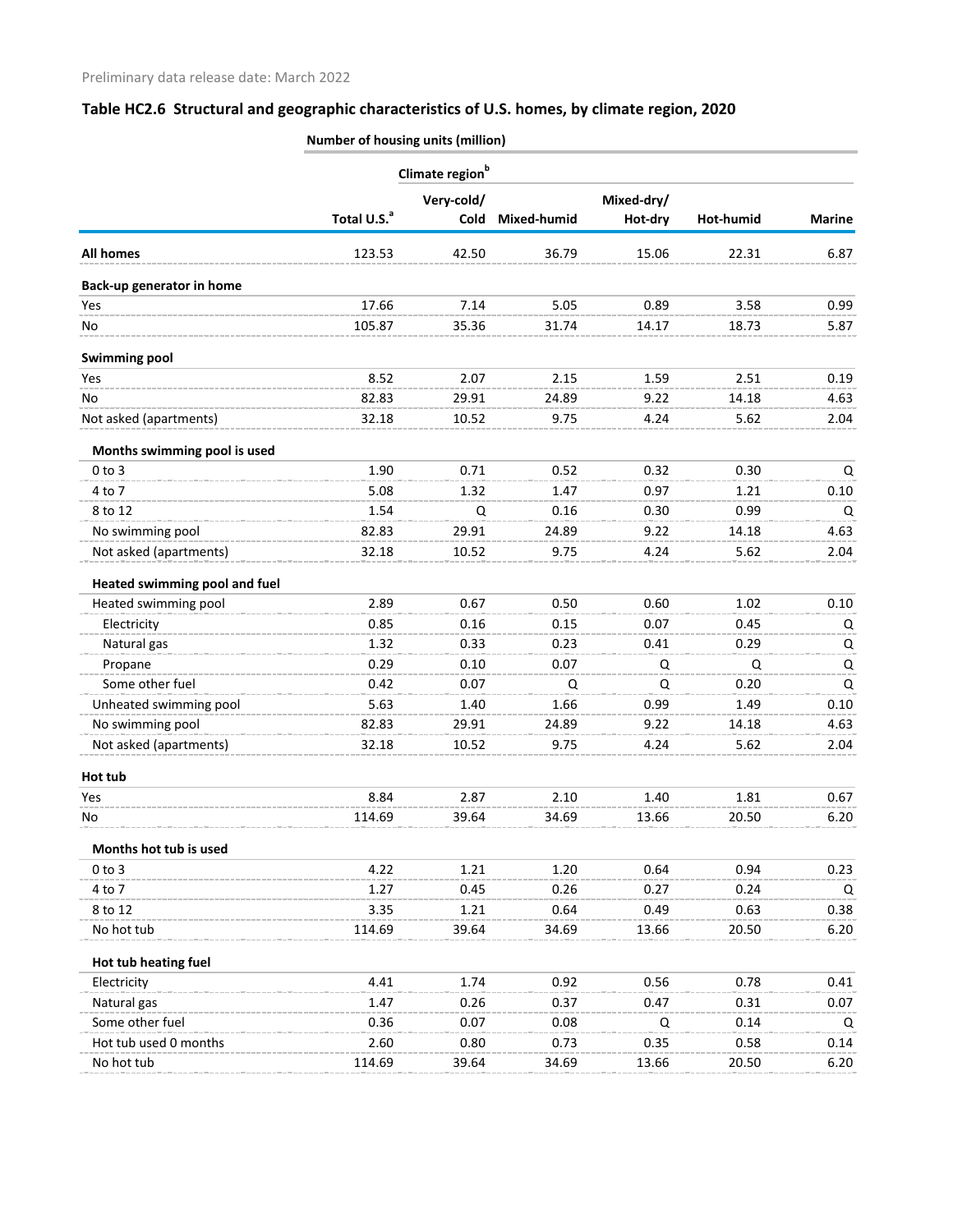Preliminary data release date: March 2022

## Table HC2.6 Structural and geographic characteristics of U.S. homes, by climate region, 2020

| | Number of housing units (million) | | | | | |
|---|---|---|---|---|---|---|
| | | Climate region[b] | | | | |
| | Total U.S.[a] | Very-cold/ Cold | Mixed-humid | Mixed-dry/ Hot-dry | Hot-humid | Marine |
| **All homes** | 123.53 | 42.50 | 36.79 | 15.06 | 22.31 | 6.87 |
| **Back-up generator in home** | | | | | | |
| Yes | 17.66 | 7.14 | 5.05 | 0.89 | 3.58 | 0.99 |
| No | 105.87 | 35.36 | 31.74 | 14.17 | 18.73 | 5.87 |
| **Swimming pool** | | | | | | |
| Yes | 8.52 | 2.07 | 2.15 | 1.59 | 2.51 | 0.19 |
| No | 82.83 | 29.91 | 24.89 | 9.22 | 14.18 | 4.63 |
| Not asked (apartments) | 32.18 | 10.52 | 9.75 | 4.24 | 5.62 | 2.04 |
| **Months swimming pool is used** | | | | | | |
| 0 to 3 | 1.90 | 0.71 | 0.52 | 0.32 | 0.30 | Q |
| 4 to 7 | 5.08 | 1.32 | 1.47 | 0.97 | 1.21 | 0.10 |
| 8 to 12 | 1.54 | Q | 0.16 | 0.30 | 0.99 | Q |
| No swimming pool | 82.83 | 29.91 | 24.89 | 9.22 | 14.18 | 4.63 |
| Not asked (apartments) | 32.18 | 10.52 | 9.75 | 4.24 | 5.62 | 2.04 |
| **Heated swimming pool and fuel** | | | | | | |
| Heated swimming pool | 2.89 | 0.67 | 0.50 | 0.60 | 1.02 | 0.10 |
| Electricity | 0.85 | 0.16 | 0.15 | 0.07 | 0.45 | Q |
| Natural gas | 1.32 | 0.33 | 0.23 | 0.41 | 0.29 | Q |
| Propane | 0.29 | 0.10 | 0.07 | Q | Q | Q |
| Some other fuel | 0.42 | 0.07 | Q | Q | 0.20 | Q |
| Unheated swimming pool | 5.63 | 1.40 | 1.66 | 0.99 | 1.49 | 0.10 |
| No swimming pool | 82.83 | 29.91 | 24.89 | 9.22 | 14.18 | 4.63 |
| Not asked (apartments) | 32.18 | 10.52 | 9.75 | 4.24 | 5.62 | 2.04 |
| **Hot tub** | | | | | | |
| Yes | 8.84 | 2.87 | 2.10 | 1.40 | 1.81 | 0.67 |
| No | 114.69 | 39.64 | 34.69 | 13.66 | 20.50 | 6.20 |
| **Months hot tub is used** | | | | | | |
| 0 to 3 | 4.22 | 1.21 | 1.20 | 0.64 | 0.94 | 0.23 |
| 4 to 7 | 1.27 | 0.45 | 0.26 | 0.27 | 0.24 | Q |
| 8 to 12 | 3.35 | 1.21 | 0.64 | 0.49 | 0.63 | 0.38 |
| No hot tub | 114.69 | 39.64 | 34.69 | 13.66 | 20.50 | 6.20 |
| **Hot tub heating fuel** | | | | | | |
| Electricity | 4.41 | 1.74 | 0.92 | 0.56 | 0.78 | 0.41 |
| Natural gas | 1.47 | 0.26 | 0.37 | 0.47 | 0.31 | 0.07 |
| Some other fuel | 0.36 | 0.07 | 0.08 | Q | 0.14 | Q |
| Hot tub used 0 months | 2.60 | 0.80 | 0.73 | 0.35 | 0.58 | 0.14 |
| No hot tub | 114.69 | 39.64 | 34.69 | 13.66 | 20.50 | 6.20 |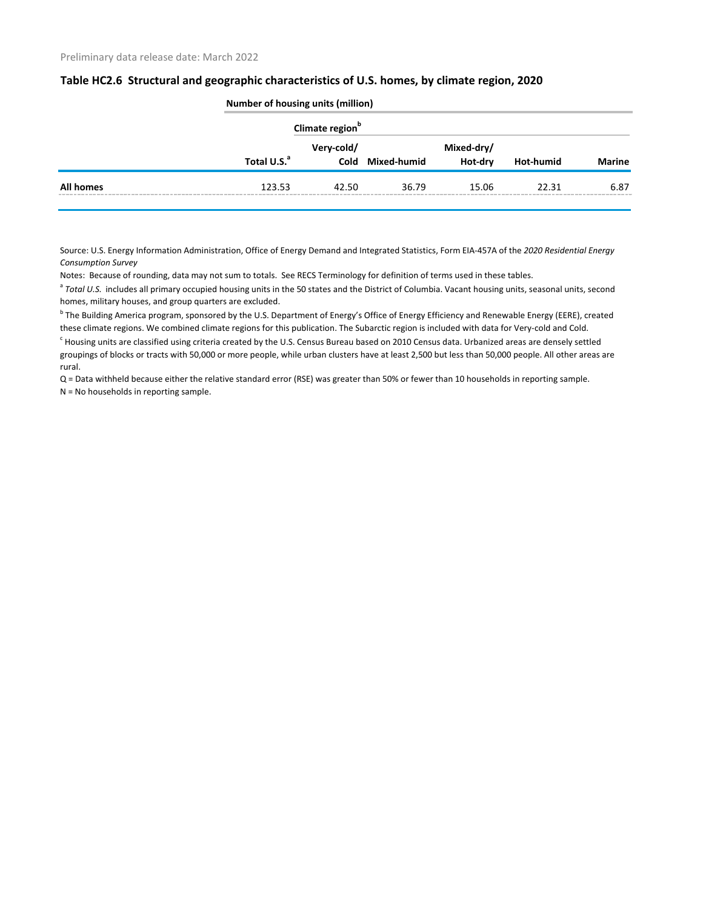Preliminary data release date: March 2022

## Table HC2.6 Structural and geographic characteristics of U.S. homes, by climate region, 2020

| | Number of housing units (million) | | | | | |
|---|---|---|---|---|---|---|
| | | Climate region[b] | | | | |
| | Total U.S.[a] | Very-cold/ Cold | Mixed-humid | Mixed-dry/ Hot-dry | Hot-humid | Marine |
| **All homes** | 123.53 | 42.50 | 36.79 | 15.06 | 22.31 | 6.87 |

Source: U.S. Energy Information Administration, Office of Energy Demand and Integrated Statistics, Form EIA-457A of the *2020 Residential Energy Consumption Survey*

Notes: Because of rounding, data may not sum to totals. See RECS Terminology for definition of terms used in these tables.

[a] *Total U.S.* includes all primary occupied housing units in the 50 states and the District of Columbia. Vacant housing units, seasonal units, second homes, military houses, and group quarters are excluded.

[b] The Building America program, sponsored by the U.S. Department of Energy's Office of Energy Efficiency and Renewable Energy (EERE), created these climate regions. We combined climate regions for this publication. The Subarctic region is included with data for Very-cold and Cold.

[c] Housing units are classified using criteria created by the U.S. Census Bureau based on 2010 Census data. Urbanized areas are densely settled groupings of blocks or tracts with 50,000 or more people, while urban clusters have at least 2,500 but less than 50,000 people. All other areas are rural.

Q = Data withheld because either the relative standard error (RSE) was greater than 50% or fewer than 10 households in reporting sample.

N = No households in reporting sample.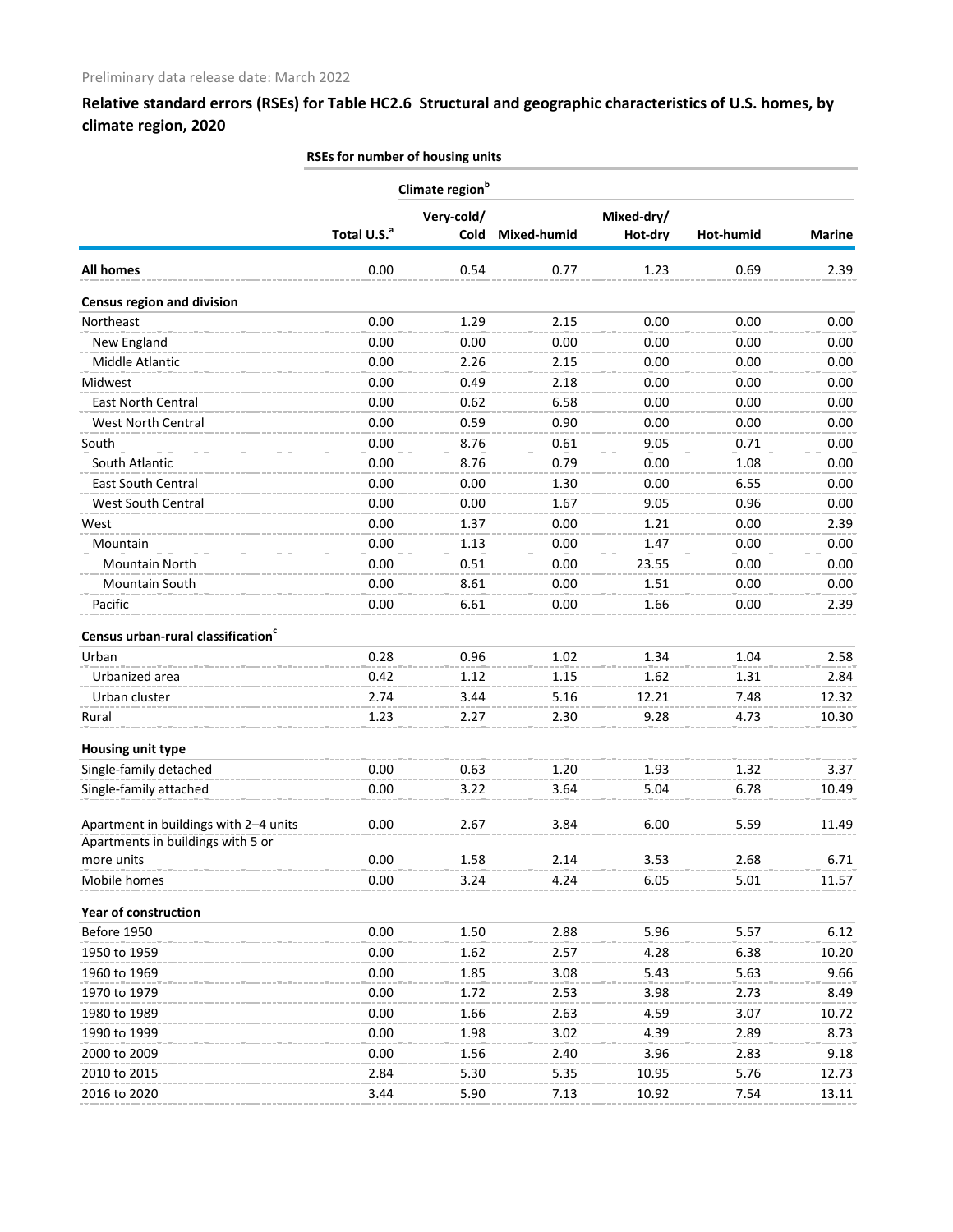Preliminary data release date: March 2022

## Relative standard errors (RSEs) for Table HC2.6 Structural and geographic characteristics of U.S. homes, by climate region, 2020

| | RSEs for number of housing units | | | | | |
|---|---|---|---|---|---|---|
| | | Climate region[b] | | | | |
| | Total U.S.[a] | Very-cold/ Cold | Mixed-humid | Mixed-dry/ Hot-dry | Hot-humid | Marine |
| **All homes** | 0.00 | 0.54 | 0.77 | 1.23 | 0.69 | 2.39 |
| **Census region and division** | | | | | | |
| Northeast | 0.00 | 1.29 | 2.15 | 0.00 | 0.00 | 0.00 |
| New England | 0.00 | 0.00 | 0.00 | 0.00 | 0.00 | 0.00 |
| Middle Atlantic | 0.00 | 2.26 | 2.15 | 0.00 | 0.00 | 0.00 |
| Midwest | 0.00 | 0.49 | 2.18 | 0.00 | 0.00 | 0.00 |
| East North Central | 0.00 | 0.62 | 6.58 | 0.00 | 0.00 | 0.00 |
| West North Central | 0.00 | 0.59 | 0.90 | 0.00 | 0.00 | 0.00 |
| South | 0.00 | 8.76 | 0.61 | 9.05 | 0.71 | 0.00 |
| South Atlantic | 0.00 | 8.76 | 0.79 | 0.00 | 1.08 | 0.00 |
| East South Central | 0.00 | 0.00 | 1.30 | 0.00 | 6.55 | 0.00 |
| West South Central | 0.00 | 0.00 | 1.67 | 9.05 | 0.96 | 0.00 |
| West | 0.00 | 1.37 | 0.00 | 1.21 | 0.00 | 2.39 |
| Mountain | 0.00 | 1.13 | 0.00 | 1.47 | 0.00 | 0.00 |
| Mountain North | 0.00 | 0.51 | 0.00 | 23.55 | 0.00 | 0.00 |
| Mountain South | 0.00 | 8.61 | 0.00 | 1.51 | 0.00 | 0.00 |
| Pacific | 0.00 | 6.61 | 0.00 | 1.66 | 0.00 | 2.39 |
| **Census urban-rural classification[c]** | | | | | | |
| Urban | 0.28 | 0.96 | 1.02 | 1.34 | 1.04 | 2.58 |
| Urbanized area | 0.42 | 1.12 | 1.15 | 1.62 | 1.31 | 2.84 |
| Urban cluster | 2.74 | 3.44 | 5.16 | 12.21 | 7.48 | 12.32 |
| Rural | 1.23 | 2.27 | 2.30 | 9.28 | 4.73 | 10.30 |
| **Housing unit type** | | | | | | |
| Single-family detached | 0.00 | 0.63 | 1.20 | 1.93 | 1.32 | 3.37 |
| Single-family attached | 0.00 | 3.22 | 3.64 | 5.04 | 6.78 | 10.49 |
| Apartment in buildings with 2–4 units | 0.00 | 2.67 | 3.84 | 6.00 | 5.59 | 11.49 |
| Apartments in buildings with 5 or more units | 0.00 | 1.58 | 2.14 | 3.53 | 2.68 | 6.71 |
| Mobile homes | 0.00 | 3.24 | 4.24 | 6.05 | 5.01 | 11.57 |
| **Year of construction** | | | | | | |
| Before 1950 | 0.00 | 1.50 | 2.88 | 5.96 | 5.57 | 6.12 |
| 1950 to 1959 | 0.00 | 1.62 | 2.57 | 4.28 | 6.38 | 10.20 |
| 1960 to 1969 | 0.00 | 1.85 | 3.08 | 5.43 | 5.63 | 9.66 |
| 1970 to 1979 | 0.00 | 1.72 | 2.53 | 3.98 | 2.73 | 8.49 |
| 1980 to 1989 | 0.00 | 1.66 | 2.63 | 4.59 | 3.07 | 10.72 |
| 1990 to 1999 | 0.00 | 1.98 | 3.02 | 4.39 | 2.89 | 8.73 |
| 2000 to 2009 | 0.00 | 1.56 | 2.40 | 3.96 | 2.83 | 9.18 |
| 2010 to 2015 | 2.84 | 5.30 | 5.35 | 10.95 | 5.76 | 12.73 |
| 2016 to 2020 | 3.44 | 5.90 | 7.13 | 10.92 | 7.54 | 13.11 |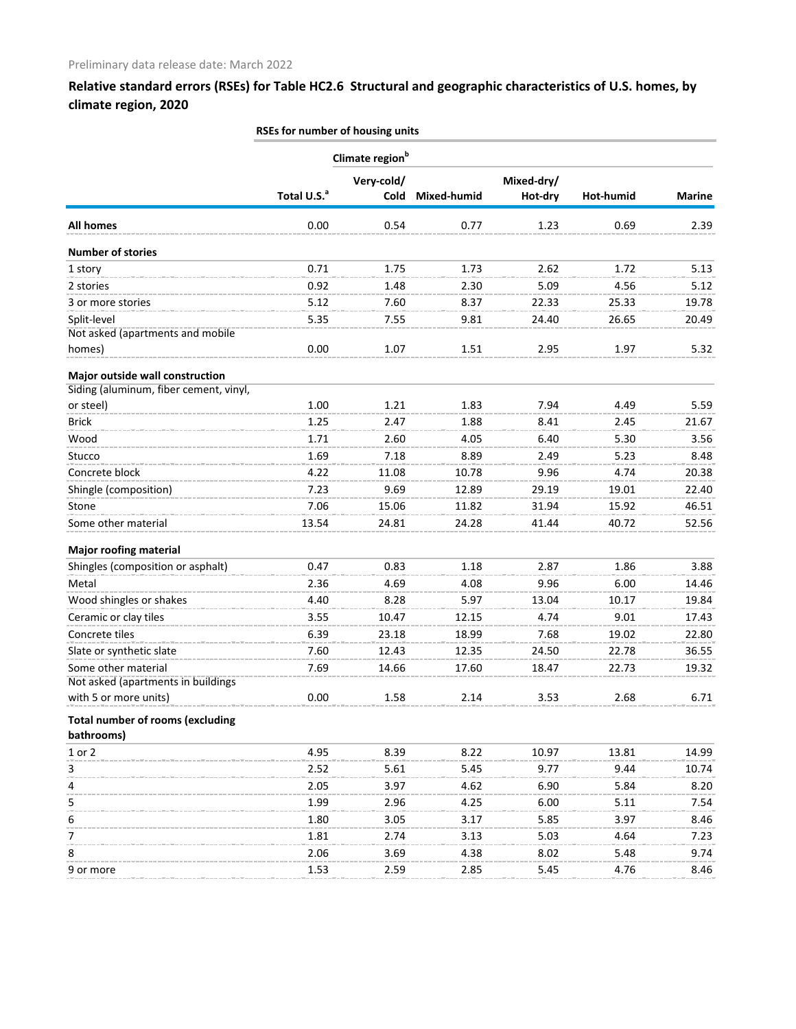Preliminary data release date: March 2022

## Relative standard errors (RSEs) for Table HC2.6 Structural and geographic characteristics of U.S. homes, by climate region, 2020

| | RSEs for number of housing units | | | | | |
|---|---|---|---|---|---|---|
| | | Climate region[b] | | | | |
| | Total U.S.[a] | Very-cold/ Cold | Mixed-humid | Mixed-dry/ Hot-dry | Hot-humid | Marine |
| **All homes** | 0.00 | 0.54 | 0.77 | 1.23 | 0.69 | 2.39 |
| **Number of stories** | | | | | | |
| 1 story | 0.71 | 1.75 | 1.73 | 2.62 | 1.72 | 5.13 |
| 2 stories | 0.92 | 1.48 | 2.30 | 5.09 | 4.56 | 5.12 |
| 3 or more stories | 5.12 | 7.60 | 8.37 | 22.33 | 25.33 | 19.78 |
| Split-level | 5.35 | 7.55 | 9.81 | 24.40 | 26.65 | 20.49 |
| Not asked (apartments and mobile homes) | 0.00 | 1.07 | 1.51 | 2.95 | 1.97 | 5.32 |
| **Major outside wall construction** | | | | | | |
| Siding (aluminum, fiber cement, vinyl, or steel) | 1.00 | 1.21 | 1.83 | 7.94 | 4.49 | 5.59 |
| Brick | 1.25 | 2.47 | 1.88 | 8.41 | 2.45 | 21.67 |
| Wood | 1.71 | 2.60 | 4.05 | 6.40 | 5.30 | 3.56 |
| Stucco | 1.69 | 7.18 | 8.89 | 2.49 | 5.23 | 8.48 |
| Concrete block | 4.22 | 11.08 | 10.78 | 9.96 | 4.74 | 20.38 |
| Shingle (composition) | 7.23 | 9.69 | 12.89 | 29.19 | 19.01 | 22.40 |
| Stone | 7.06 | 15.06 | 11.82 | 31.94 | 15.92 | 46.51 |
| Some other material | 13.54 | 24.81 | 24.28 | 41.44 | 40.72 | 52.56 |
| **Major roofing material** | | | | | | |
| Shingles (composition or asphalt) | 0.47 | 0.83 | 1.18 | 2.87 | 1.86 | 3.88 |
| Metal | 2.36 | 4.69 | 4.08 | 9.96 | 6.00 | 14.46 |
| Wood shingles or shakes | 4.40 | 8.28 | 5.97 | 13.04 | 10.17 | 19.84 |
| Ceramic or clay tiles | 3.55 | 10.47 | 12.15 | 4.74 | 9.01 | 17.43 |
| Concrete tiles | 6.39 | 23.18 | 18.99 | 7.68 | 19.02 | 22.80 |
| Slate or synthetic slate | 7.60 | 12.43 | 12.35 | 24.50 | 22.78 | 36.55 |
| Some other material | 7.69 | 14.66 | 17.60 | 18.47 | 22.73 | 19.32 |
| Not asked (apartments in buildings with 5 or more units) | 0.00 | 1.58 | 2.14 | 3.53 | 2.68 | 6.71 |
| **Total number of rooms (excluding bathrooms)** | | | | | | |
| 1 or 2 | 4.95 | 8.39 | 8.22 | 10.97 | 13.81 | 14.99 |
| 3 | 2.52 | 5.61 | 5.45 | 9.77 | 9.44 | 10.74 |
| 4 | 2.05 | 3.97 | 4.62 | 6.90 | 5.84 | 8.20 |
| 5 | 1.99 | 2.96 | 4.25 | 6.00 | 5.11 | 7.54 |
| 6 | 1.80 | 3.05 | 3.17 | 5.85 | 3.97 | 8.46 |
| 7 | 1.81 | 2.74 | 3.13 | 5.03 | 4.64 | 7.23 |
| 8 | 2.06 | 3.69 | 4.38 | 8.02 | 5.48 | 9.74 |
| 9 or more | 1.53 | 2.59 | 2.85 | 5.45 | 4.76 | 8.46 |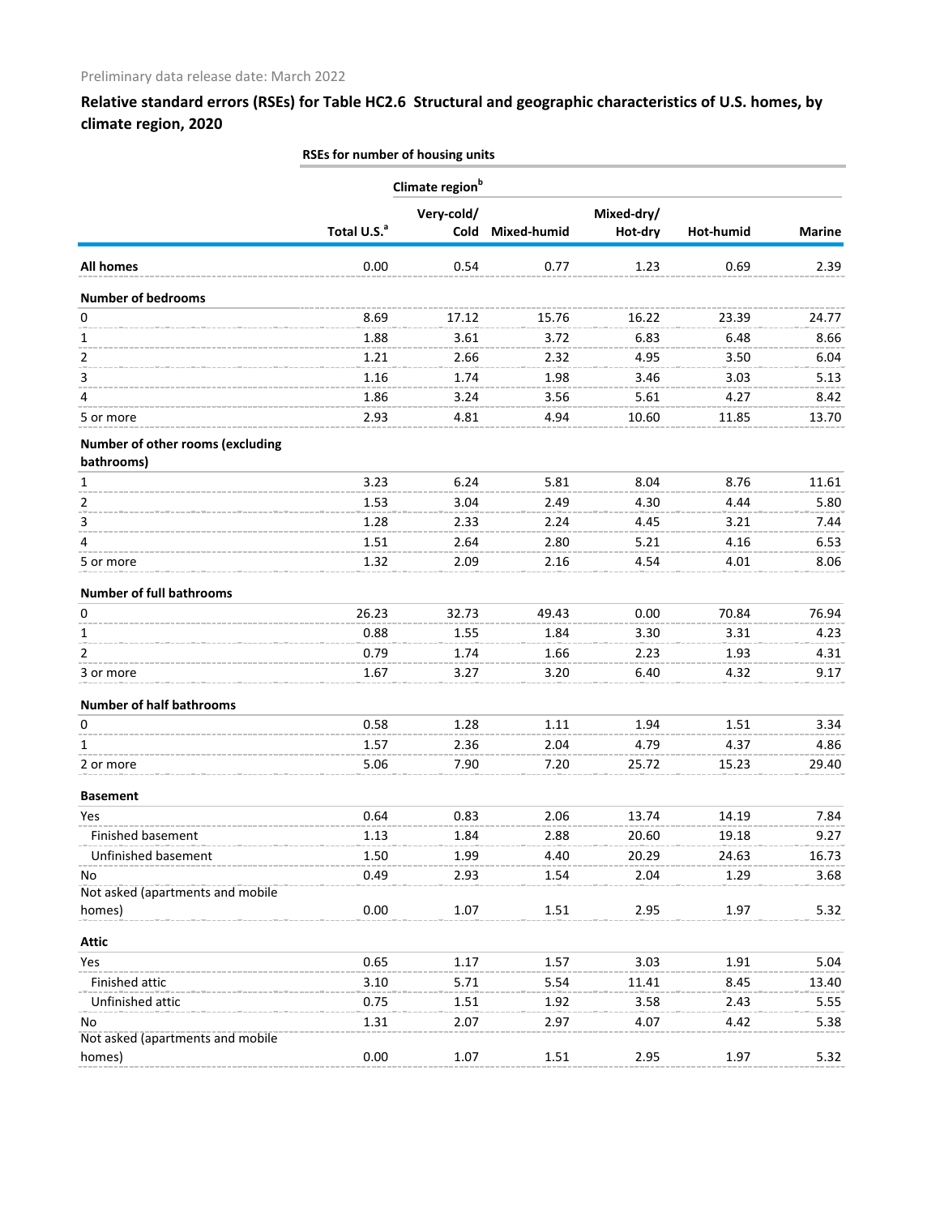Preliminary data release date: March 2022

## Relative standard errors (RSEs) for Table HC2.6 Structural and geographic characteristics of U.S. homes, by climate region, 2020

| | RSEs for number of housing units | | | | | |
|---|---|---|---|---|---|---|
| | | Climate region[b] | | | | |
| | Total U.S.[a] | Very-cold/ Cold | Mixed-humid | Mixed-dry/ Hot-dry | Hot-humid | Marine |
| **All homes** | 0.00 | 0.54 | 0.77 | 1.23 | 0.69 | 2.39 |
| **Number of bedrooms** | | | | | | |
| 0 | 8.69 | 17.12 | 15.76 | 16.22 | 23.39 | 24.77 |
| 1 | 1.88 | 3.61 | 3.72 | 6.83 | 6.48 | 8.66 |
| 2 | 1.21 | 2.66 | 2.32 | 4.95 | 3.50 | 6.04 |
| 3 | 1.16 | 1.74 | 1.98 | 3.46 | 3.03 | 5.13 |
| 4 | 1.86 | 3.24 | 3.56 | 5.61 | 4.27 | 8.42 |
| 5 or more | 2.93 | 4.81 | 4.94 | 10.60 | 11.85 | 13.70 |
| **Number of other rooms (excluding bathrooms)** | | | | | | |
| 1 | 3.23 | 6.24 | 5.81 | 8.04 | 8.76 | 11.61 |
| 2 | 1.53 | 3.04 | 2.49 | 4.30 | 4.44 | 5.80 |
| 3 | 1.28 | 2.33 | 2.24 | 4.45 | 3.21 | 7.44 |
| 4 | 1.51 | 2.64 | 2.80 | 5.21 | 4.16 | 6.53 |
| 5 or more | 1.32 | 2.09 | 2.16 | 4.54 | 4.01 | 8.06 |
| **Number of full bathrooms** | | | | | | |
| 0 | 26.23 | 32.73 | 49.43 | 0.00 | 70.84 | 76.94 |
| 1 | 0.88 | 1.55 | 1.84 | 3.30 | 3.31 | 4.23 |
| 2 | 0.79 | 1.74 | 1.66 | 2.23 | 1.93 | 4.31 |
| 3 or more | 1.67 | 3.27 | 3.20 | 6.40 | 4.32 | 9.17 |
| **Number of half bathrooms** | | | | | | |
| 0 | 0.58 | 1.28 | 1.11 | 1.94 | 1.51 | 3.34 |
| 1 | 1.57 | 2.36 | 2.04 | 4.79 | 4.37 | 4.86 |
| 2 or more | 5.06 | 7.90 | 7.20 | 25.72 | 15.23 | 29.40 |
| **Basement** | | | | | | |
| Yes | 0.64 | 0.83 | 2.06 | 13.74 | 14.19 | 7.84 |
| Finished basement | 1.13 | 1.84 | 2.88 | 20.60 | 19.18 | 9.27 |
| Unfinished basement | 1.50 | 1.99 | 4.40 | 20.29 | 24.63 | 16.73 |
| No | 0.49 | 2.93 | 1.54 | 2.04 | 1.29 | 3.68 |
| Not asked (apartments and mobile homes) | 0.00 | 1.07 | 1.51 | 2.95 | 1.97 | 5.32 |
| **Attic** | | | | | | |
| Yes | 0.65 | 1.17 | 1.57 | 3.03 | 1.91 | 5.04 |
| Finished attic | 3.10 | 5.71 | 5.54 | 11.41 | 8.45 | 13.40 |
| Unfinished attic | 0.75 | 1.51 | 1.92 | 3.58 | 2.43 | 5.55 |
| No | 1.31 | 2.07 | 2.97 | 4.07 | 4.42 | 5.38 |
| Not asked (apartments and mobile homes) | 0.00 | 1.07 | 1.51 | 2.95 | 1.97 | 5.32 |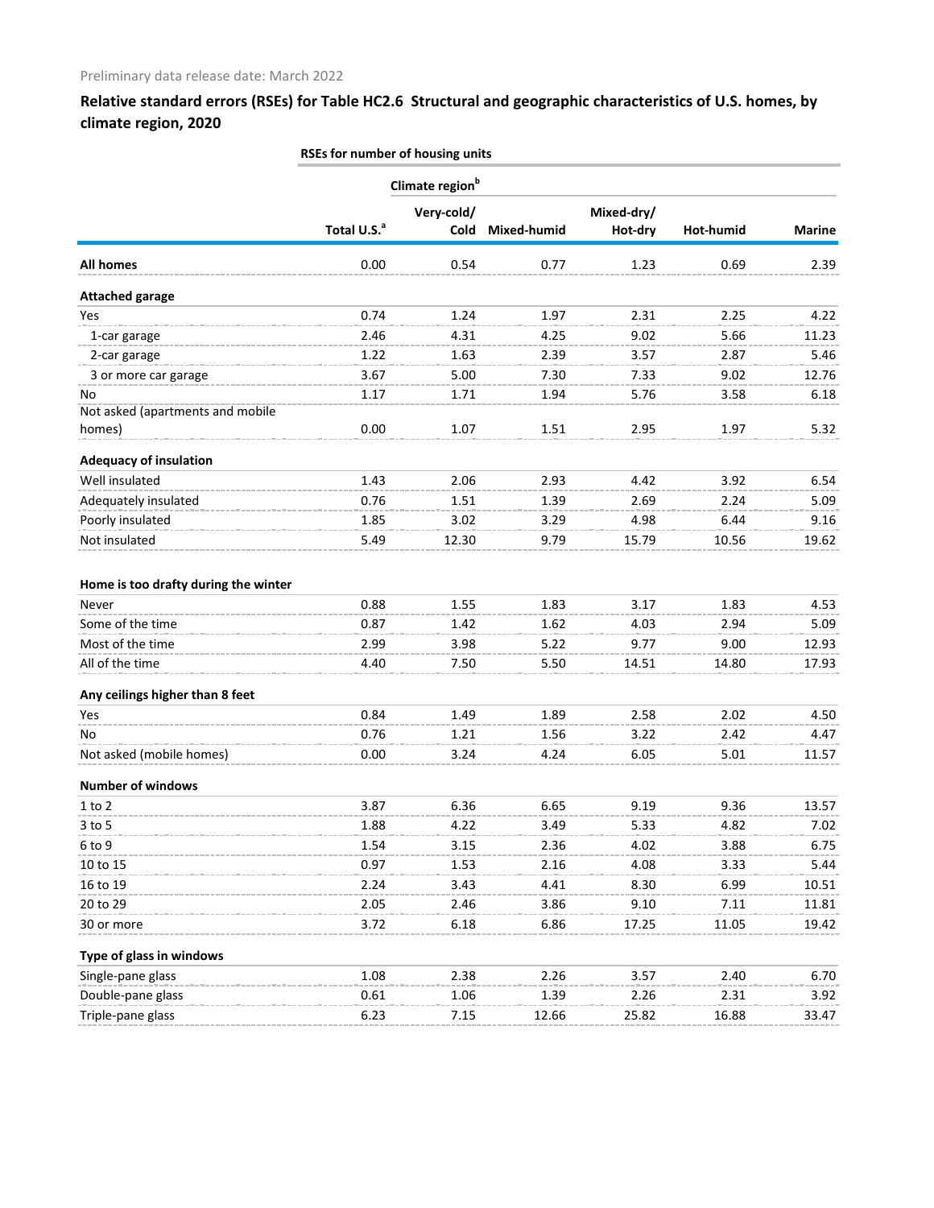Preliminary data release date: March 2022

## Relative standard errors (RSEs) for Table HC2.6 Structural and geographic characteristics of U.S. homes, by climate region, 2020

| | RSEs for number of housing units | | | | | |
|---|---|---|---|---|---|---|
| | | Climate region[b] | | | | |
| | Total U.S.[a] | Very-cold/ Cold | Mixed-humid | Mixed-dry/ Hot-dry | Hot-humid | Marine |
| **All homes** | 0.00 | 0.54 | 0.77 | 1.23 | 0.69 | 2.39 |
| **Attached garage** | | | | | | |
| Yes | 0.74 | 1.24 | 1.97 | 2.31 | 2.25 | 4.22 |
| 1-car garage | 2.46 | 4.31 | 4.25 | 9.02 | 5.66 | 11.23 |
| 2-car garage | 1.22 | 1.63 | 2.39 | 3.57 | 2.87 | 5.46 |
| 3 or more car garage | 3.67 | 5.00 | 7.30 | 7.33 | 9.02 | 12.76 |
| No | 1.17 | 1.71 | 1.94 | 5.76 | 3.58 | 6.18 |
| Not asked (apartments and mobile homes) | 0.00 | 1.07 | 1.51 | 2.95 | 1.97 | 5.32 |
| **Adequacy of insulation** | | | | | | |
| Well insulated | 1.43 | 2.06 | 2.93 | 4.42 | 3.92 | 6.54 |
| Adequately insulated | 0.76 | 1.51 | 1.39 | 2.69 | 2.24 | 5.09 |
| Poorly insulated | 1.85 | 3.02 | 3.29 | 4.98 | 6.44 | 9.16 |
| Not insulated | 5.49 | 12.30 | 9.79 | 15.79 | 10.56 | 19.62 |
| **Home is too drafty during the winter** | | | | | | |
| Never | 0.88 | 1.55 | 1.83 | 3.17 | 1.83 | 4.53 |
| Some of the time | 0.87 | 1.42 | 1.62 | 4.03 | 2.94 | 5.09 |
| Most of the time | 2.99 | 3.98 | 5.22 | 9.77 | 9.00 | 12.93 |
| All of the time | 4.40 | 7.50 | 5.50 | 14.51 | 14.80 | 17.93 |
| **Any ceilings higher than 8 feet** | | | | | | |
| Yes | 0.84 | 1.49 | 1.89 | 2.58 | 2.02 | 4.50 |
| No | 0.76 | 1.21 | 1.56 | 3.22 | 2.42 | 4.47 |
| Not asked (mobile homes) | 0.00 | 3.24 | 4.24 | 6.05 | 5.01 | 11.57 |
| **Number of windows** | | | | | | |
| 1 to 2 | 3.87 | 6.36 | 6.65 | 9.19 | 9.36 | 13.57 |
| 3 to 5 | 1.88 | 4.22 | 3.49 | 5.33 | 4.82 | 7.02 |
| 6 to 9 | 1.54 | 3.15 | 2.36 | 4.02 | 3.88 | 6.75 |
| 10 to 15 | 0.97 | 1.53 | 2.16 | 4.08 | 3.33 | 5.44 |
| 16 to 19 | 2.24 | 3.43 | 4.41 | 8.30 | 6.99 | 10.51 |
| 20 to 29 | 2.05 | 2.46 | 3.86 | 9.10 | 7.11 | 11.81 |
| 30 or more | 3.72 | 6.18 | 6.86 | 17.25 | 11.05 | 19.42 |
| **Type of glass in windows** | | | | | | |
| Single-pane glass | 1.08 | 2.38 | 2.26 | 3.57 | 2.40 | 6.70 |
| Double-pane glass | 0.61 | 1.06 | 1.39 | 2.26 | 2.31 | 3.92 |
| Triple-pane glass | 6.23 | 7.15 | 12.66 | 25.82 | 16.88 | 33.47 |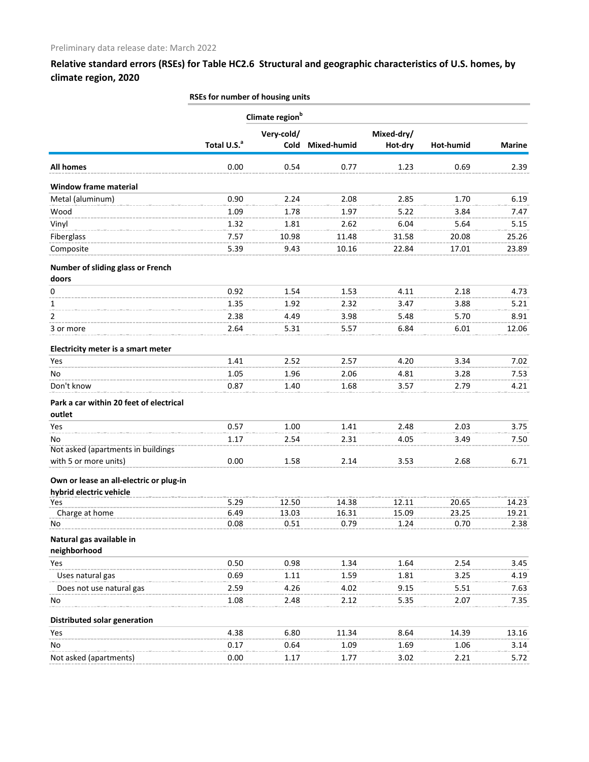Preliminary data release date: March 2022

## Relative standard errors (RSEs) for Table HC2.6 Structural and geographic characteristics of U.S. homes, by climate region, 2020

| | RSEs for number of housing units | | | | | |
|---|---|---|---|---|---|---|
| | | Climate region[b] | | | | |
| | Total U.S.[a] | Very-cold/ Cold | Mixed-humid | Mixed-dry/ Hot-dry | Hot-humid | Marine |
| **All homes** | 0.00 | 0.54 | 0.77 | 1.23 | 0.69 | 2.39 |
| **Window frame material** | | | | | | |
| Metal (aluminum) | 0.90 | 2.24 | 2.08 | 2.85 | 1.70 | 6.19 |
| Wood | 1.09 | 1.78 | 1.97 | 5.22 | 3.84 | 7.47 |
| Vinyl | 1.32 | 1.81 | 2.62 | 6.04 | 5.64 | 5.15 |
| Fiberglass | 7.57 | 10.98 | 11.48 | 31.58 | 20.08 | 25.26 |
| Composite | 5.39 | 9.43 | 10.16 | 22.84 | 17.01 | 23.89 |
| **Number of sliding glass or French doors** | | | | | | |
| 0 | 0.92 | 1.54 | 1.53 | 4.11 | 2.18 | 4.73 |
| 1 | 1.35 | 1.92 | 2.32 | 3.47 | 3.88 | 5.21 |
| 2 | 2.38 | 4.49 | 3.98 | 5.48 | 5.70 | 8.91 |
| 3 or more | 2.64 | 5.31 | 5.57 | 6.84 | 6.01 | 12.06 |
| **Electricity meter is a smart meter** | | | | | | |
| Yes | 1.41 | 2.52 | 2.57 | 4.20 | 3.34 | 7.02 |
| No | 1.05 | 1.96 | 2.06 | 4.81 | 3.28 | 7.53 |
| Don't know | 0.87 | 1.40 | 1.68 | 3.57 | 2.79 | 4.21 |
| **Park a car within 20 feet of electrical outlet** | | | | | | |
| Yes | 0.57 | 1.00 | 1.41 | 2.48 | 2.03 | 3.75 |
| No | 1.17 | 2.54 | 2.31 | 4.05 | 3.49 | 7.50 |
| Not asked (apartments in buildings with 5 or more units) | 0.00 | 1.58 | 2.14 | 3.53 | 2.68 | 6.71 |
| **Own or lease an all-electric or plug-in hybrid electric vehicle** | | | | | | |
| Yes | 5.29 | 12.50 | 14.38 | 12.11 | 20.65 | 14.23 |
| Charge at home | 6.49 | 13.03 | 16.31 | 15.09 | 23.25 | 19.21 |
| No | 0.08 | 0.51 | 0.79 | 1.24 | 0.70 | 2.38 |
| **Natural gas available in neighborhood** | | | | | | |
| Yes | 0.50 | 0.98 | 1.34 | 1.64 | 2.54 | 3.45 |
| Uses natural gas | 0.69 | 1.11 | 1.59 | 1.81 | 3.25 | 4.19 |
| Does not use natural gas | 2.59 | 4.26 | 4.02 | 9.15 | 5.51 | 7.63 |
| No | 1.08 | 2.48 | 2.12 | 5.35 | 2.07 | 7.35 |
| **Distributed solar generation** | | | | | | |
| Yes | 4.38 | 6.80 | 11.34 | 8.64 | 14.39 | 13.16 |
| No | 0.17 | 0.64 | 1.09 | 1.69 | 1.06 | 3.14 |
| Not asked (apartments) | 0.00 | 1.17 | 1.77 | 3.02 | 2.21 | 5.72 |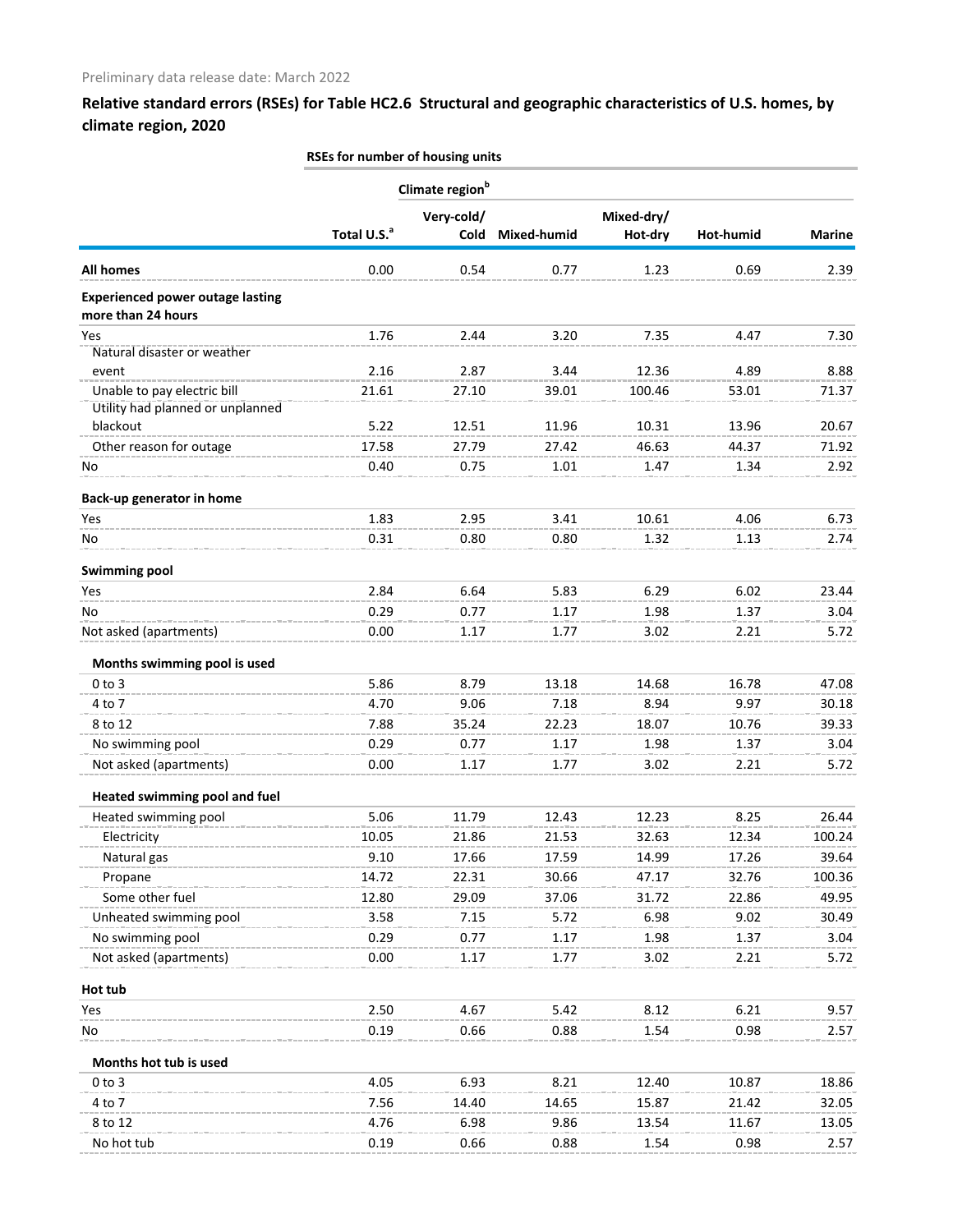Preliminary data release date: March 2022

## Relative standard errors (RSEs) for Table HC2.6 Structural and geographic characteristics of U.S. homes, by climate region, 2020

| | RSEs for number of housing units | | | | | |
|---|---|---|---|---|---|---|
| | | Climate region[b] | | | | |
| | Total U.S.[a] | Very-cold/ Cold | Mixed-humid | Mixed-dry/ Hot-dry | Hot-humid | Marine |
| **All homes** | 0.00 | 0.54 | 0.77 | 1.23 | 0.69 | 2.39 |
| **Experienced power outage lasting more than 24 hours** | | | | | | |
| Yes | 1.76 | 2.44 | 3.20 | 7.35 | 4.47 | 7.30 |
| Natural disaster or weather event | 2.16 | 2.87 | 3.44 | 12.36 | 4.89 | 8.88 |
| Unable to pay electric bill | 21.61 | 27.10 | 39.01 | 100.46 | 53.01 | 71.37 |
| Utility had planned or unplanned blackout | 5.22 | 12.51 | 11.96 | 10.31 | 13.96 | 20.67 |
| Other reason for outage | 17.58 | 27.79 | 27.42 | 46.63 | 44.37 | 71.92 |
| No | 0.40 | 0.75 | 1.01 | 1.47 | 1.34 | 2.92 |
| **Back-up generator in home** | | | | | | |
| Yes | 1.83 | 2.95 | 3.41 | 10.61 | 4.06 | 6.73 |
| No | 0.31 | 0.80 | 0.80 | 1.32 | 1.13 | 2.74 |
| **Swimming pool** | | | | | | |
| Yes | 2.84 | 6.64 | 5.83 | 6.29 | 6.02 | 23.44 |
| No | 0.29 | 0.77 | 1.17 | 1.98 | 1.37 | 3.04 |
| Not asked (apartments) | 0.00 | 1.17 | 1.77 | 3.02 | 2.21 | 5.72 |
| **Months swimming pool is used** | | | | | | |
| 0 to 3 | 5.86 | 8.79 | 13.18 | 14.68 | 16.78 | 47.08 |
| 4 to 7 | 4.70 | 9.06 | 7.18 | 8.94 | 9.97 | 30.18 |
| 8 to 12 | 7.88 | 35.24 | 22.23 | 18.07 | 10.76 | 39.33 |
| No swimming pool | 0.29 | 0.77 | 1.17 | 1.98 | 1.37 | 3.04 |
| Not asked (apartments) | 0.00 | 1.17 | 1.77 | 3.02 | 2.21 | 5.72 |
| **Heated swimming pool and fuel** | | | | | | |
| Heated swimming pool | 5.06 | 11.79 | 12.43 | 12.23 | 8.25 | 26.44 |
| Electricity | 10.05 | 21.86 | 21.53 | 32.63 | 12.34 | 100.24 |
| Natural gas | 9.10 | 17.66 | 17.59 | 14.99 | 17.26 | 39.64 |
| Propane | 14.72 | 22.31 | 30.66 | 47.17 | 32.76 | 100.36 |
| Some other fuel | 12.80 | 29.09 | 37.06 | 31.72 | 22.86 | 49.95 |
| Unheated swimming pool | 3.58 | 7.15 | 5.72 | 6.98 | 9.02 | 30.49 |
| No swimming pool | 0.29 | 0.77 | 1.17 | 1.98 | 1.37 | 3.04 |
| Not asked (apartments) | 0.00 | 1.17 | 1.77 | 3.02 | 2.21 | 5.72 |
| **Hot tub** | | | | | | |
| Yes | 2.50 | 4.67 | 5.42 | 8.12 | 6.21 | 9.57 |
| No | 0.19 | 0.66 | 0.88 | 1.54 | 0.98 | 2.57 |
| **Months hot tub is used** | | | | | | |
| 0 to 3 | 4.05 | 6.93 | 8.21 | 12.40 | 10.87 | 18.86 |
| 4 to 7 | 7.56 | 14.40 | 14.65 | 15.87 | 21.42 | 32.05 |
| 8 to 12 | 4.76 | 6.98 | 9.86 | 13.54 | 11.67 | 13.05 |
| No hot tub | 0.19 | 0.66 | 0.88 | 1.54 | 0.98 | 2.57 |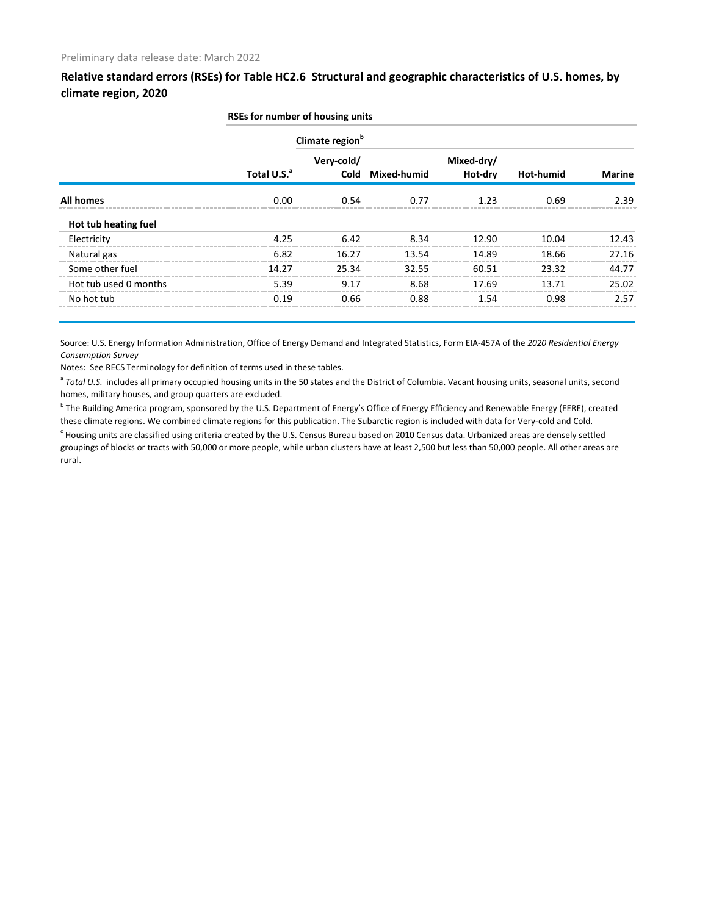Preliminary data release date: March 2022

## Relative standard errors (RSEs) for Table HC2.6 Structural and geographic characteristics of U.S. homes, by climate region, 2020

| | RSEs for number of housing units | | | | | |
|---|---|---|---|---|---|---|
| | | Climate region[b] | | | | |
| | Total U.S.[a] | Very-cold/ Cold | Mixed-humid | Mixed-dry/ Hot-dry | Hot-humid | Marine |
| **All homes** | 0.00 | 0.54 | 0.77 | 1.23 | 0.69 | 2.39 |
| **Hot tub heating fuel** | | | | | | |
| Electricity | 4.25 | 6.42 | 8.34 | 12.90 | 10.04 | 12.43 |
| Natural gas | 6.82 | 16.27 | 13.54 | 14.89 | 18.66 | 27.16 |
| Some other fuel | 14.27 | 25.34 | 32.55 | 60.51 | 23.32 | 44.77 |
| Hot tub used 0 months | 5.39 | 9.17 | 8.68 | 17.69 | 13.71 | 25.02 |
| No hot tub | 0.19 | 0.66 | 0.88 | 1.54 | 0.98 | 2.57 |

Source: U.S. Energy Information Administration, Office of Energy Demand and Integrated Statistics, Form EIA-457A of the *2020 Residential Energy Consumption Survey*

Notes: See RECS Terminology for definition of terms used in these tables.

[a] *Total U.S.* includes all primary occupied housing units in the 50 states and the District of Columbia. Vacant housing units, seasonal units, second homes, military houses, and group quarters are excluded.

[b] The Building America program, sponsored by the U.S. Department of Energy's Office of Energy Efficiency and Renewable Energy (EERE), created these climate regions. We combined climate regions for this publication. The Subarctic region is included with data for Very-cold and Cold.

[c] Housing units are classified using criteria created by the U.S. Census Bureau based on 2010 Census data. Urbanized areas are densely settled groupings of blocks or tracts with 50,000 or more people, while urban clusters have at least 2,500 but less than 50,000 people. All other areas are rural.